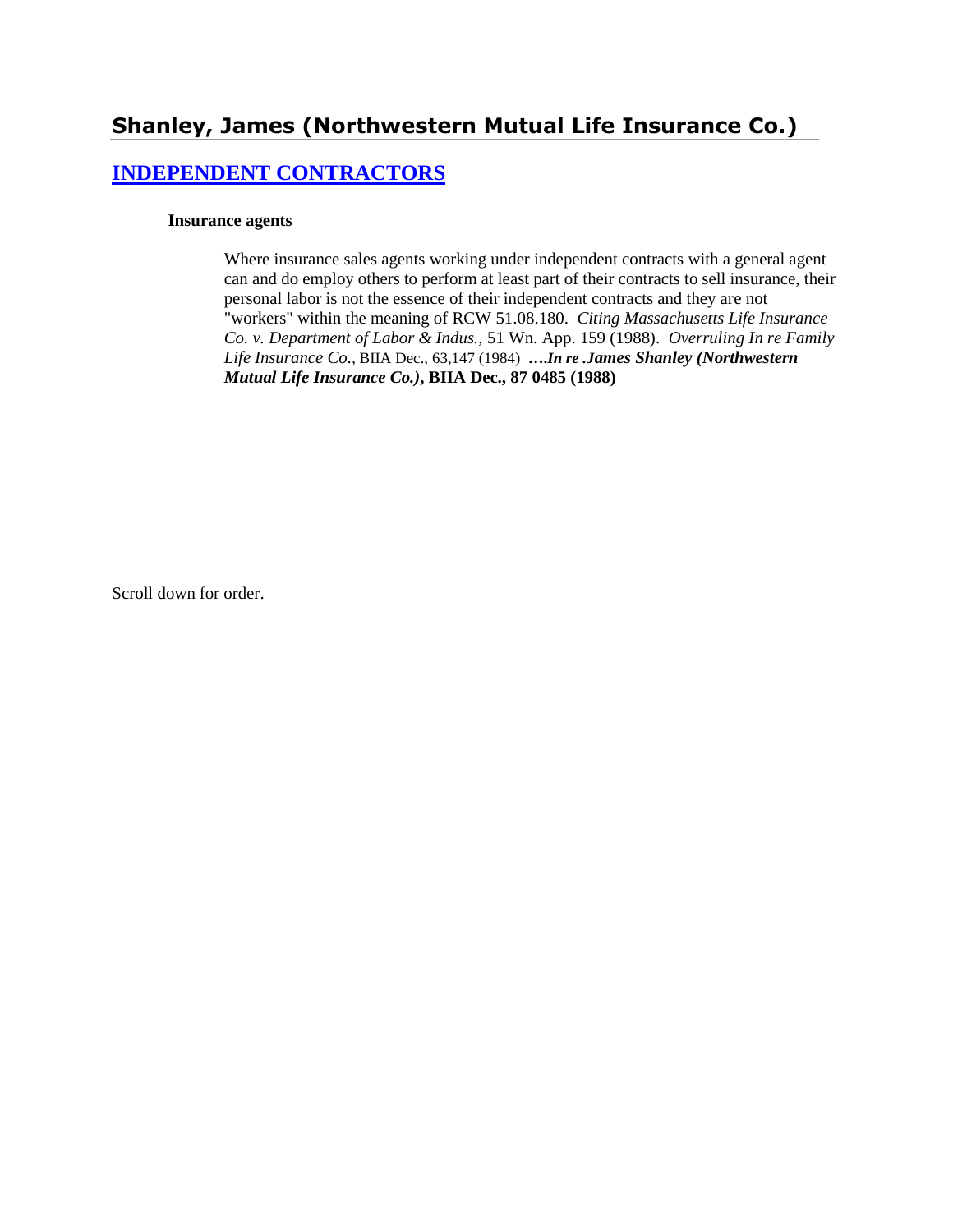## Shanley, James (Northwestern Mutual Life Insurance Co.)

### INDEPENDENT CONTRACTORS

**Insurance agents**

Where insurance sales agents working under independent contracts with a general agent can and do employ others to perform at least part of their contracts to sell insurance, their personal labor is not the essence of their independent contracts and they are not "workers" within the meaning of RCW 51.08.180. *Citing Massachusetts Life Insurance Co. v. Department of Labor & Indus.*, 51 Wn. App. 159 (1988). *Overruling In re Family Life Insurance Co.*, BIIA Dec., 63,147 (1984) ***….In re .James Shanley (Northwestern Mutual Life Insurance Co.)*, BIIA Dec., 87 0485 (1988)**

Scroll down for order.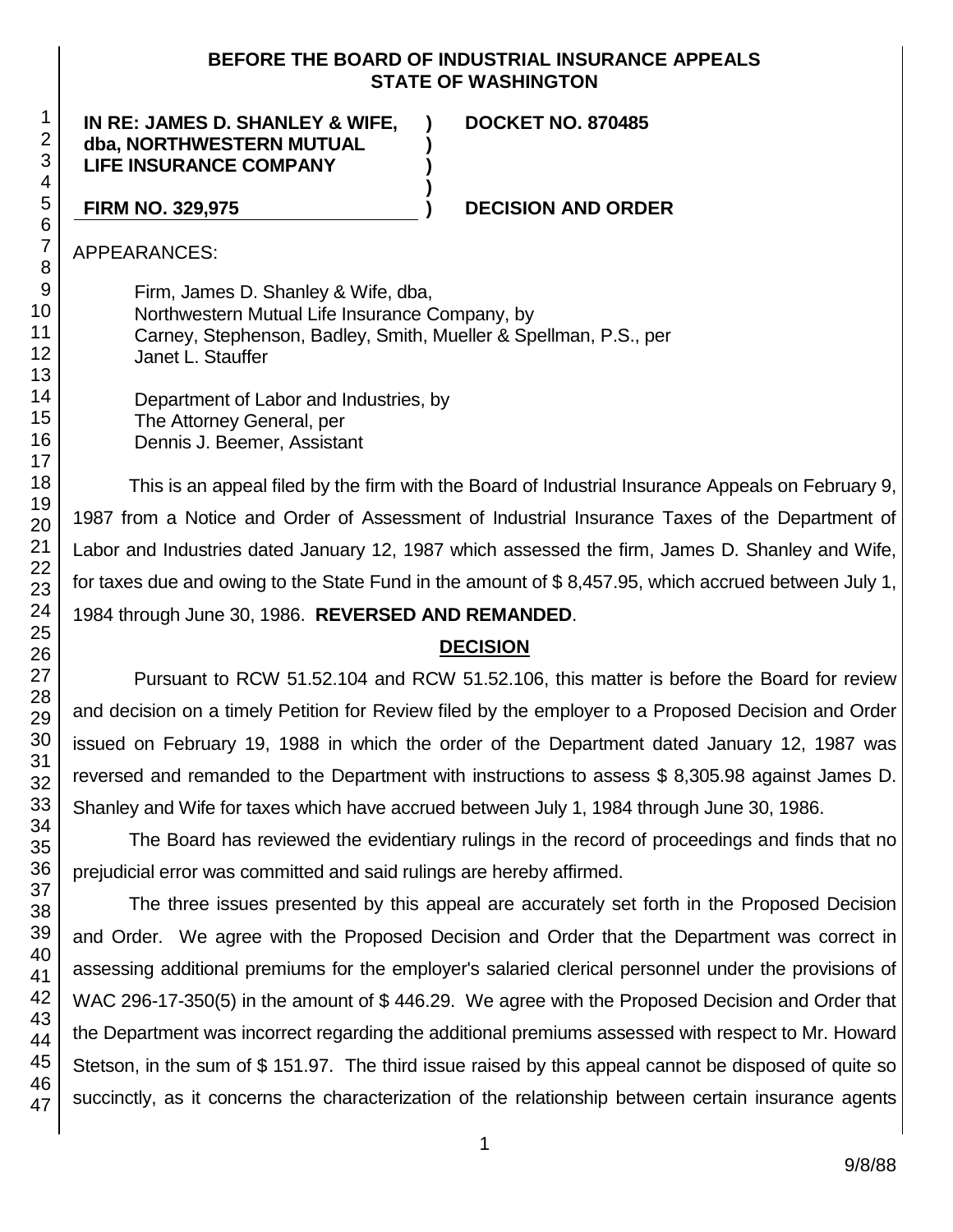**BEFORE THE BOARD OF INDUSTRIAL INSURANCE APPEALS**
**STATE OF WASHINGTON**

**IN RE: JAMES D. SHANLEY & WIFE, dba, NORTHWESTERN MUTUAL LIFE INSURANCE COMPANY** ) **DOCKET NO. 870485**

**FIRM NO. 329,975** ) **DECISION AND ORDER**

APPEARANCES:

Firm, James D. Shanley & Wife, dba,
Northwestern Mutual Life Insurance Company, by
Carney, Stephenson, Badley, Smith, Mueller & Spellman, P.S., per
Janet L. Stauffer

Department of Labor and Industries, by
The Attorney General, per
Dennis J. Beemer, Assistant

This is an appeal filed by the firm with the Board of Industrial Insurance Appeals on February 9, 1987 from a Notice and Order of Assessment of Industrial Insurance Taxes of the Department of Labor and Industries dated January 12, 1987 which assessed the firm, James D. Shanley and Wife, for taxes due and owing to the State Fund in the amount of $ 8,457.95, which accrued between July 1, 1984 through June 30, 1986. **REVERSED AND REMANDED**.

## DECISION

Pursuant to RCW 51.52.104 and RCW 51.52.106, this matter is before the Board for review and decision on a timely Petition for Review filed by the employer to a Proposed Decision and Order issued on February 19, 1988 in which the order of the Department dated January 12, 1987 was reversed and remanded to the Department with instructions to assess $ 8,305.98 against James D. Shanley and Wife for taxes which have accrued between July 1, 1984 through June 30, 1986.

The Board has reviewed the evidentiary rulings in the record of proceedings and finds that no prejudicial error was committed and said rulings are hereby affirmed.

The three issues presented by this appeal are accurately set forth in the Proposed Decision and Order. We agree with the Proposed Decision and Order that the Department was correct in assessing additional premiums for the employer's salaried clerical personnel under the provisions of WAC 296-17-350(5) in the amount of $ 446.29. We agree with the Proposed Decision and Order that the Department was incorrect regarding the additional premiums assessed with respect to Mr. Howard Stetson, in the sum of $ 151.97. The third issue raised by this appeal cannot be disposed of quite so succinctly, as it concerns the characterization of the relationship between certain insurance agents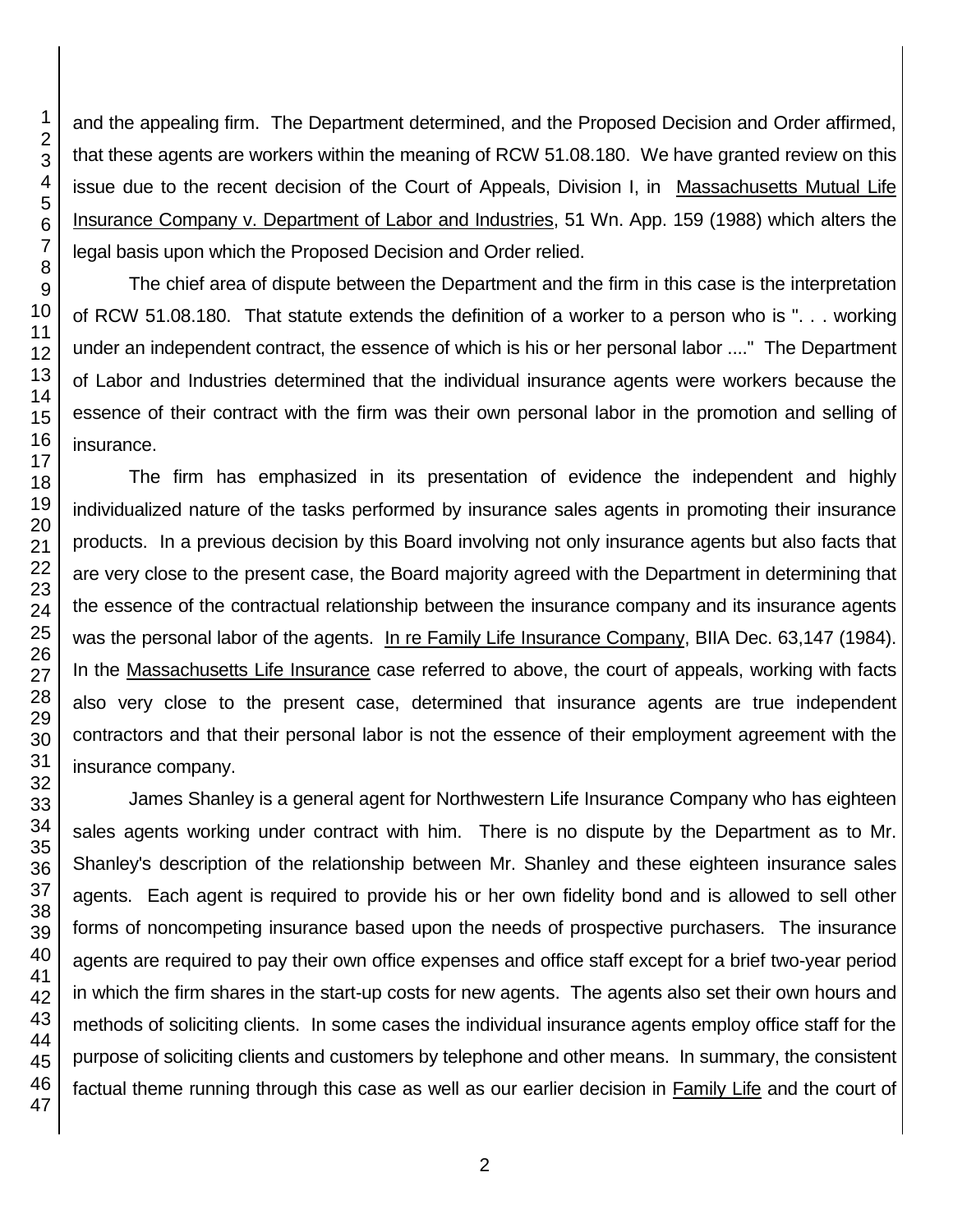and the appealing firm. The Department determined, and the Proposed Decision and Order affirmed, that these agents are workers within the meaning of RCW 51.08.180. We have granted review on this issue due to the recent decision of the Court of Appeals, Division I, in Massachusetts Mutual Life Insurance Company v. Department of Labor and Industries, 51 Wn. App. 159 (1988) which alters the legal basis upon which the Proposed Decision and Order relied.

The chief area of dispute between the Department and the firm in this case is the interpretation of RCW 51.08.180. That statute extends the definition of a worker to a person who is ". . . working under an independent contract, the essence of which is his or her personal labor ...." The Department of Labor and Industries determined that the individual insurance agents were workers because the essence of their contract with the firm was their own personal labor in the promotion and selling of insurance.

The firm has emphasized in its presentation of evidence the independent and highly individualized nature of the tasks performed by insurance sales agents in promoting their insurance products. In a previous decision by this Board involving not only insurance agents but also facts that are very close to the present case, the Board majority agreed with the Department in determining that the essence of the contractual relationship between the insurance company and its insurance agents was the personal labor of the agents. In re Family Life Insurance Company, BIIA Dec. 63,147 (1984). In the Massachusetts Life Insurance case referred to above, the court of appeals, working with facts also very close to the present case, determined that insurance agents are true independent contractors and that their personal labor is not the essence of their employment agreement with the insurance company.

James Shanley is a general agent for Northwestern Life Insurance Company who has eighteen sales agents working under contract with him. There is no dispute by the Department as to Mr. Shanley's description of the relationship between Mr. Shanley and these eighteen insurance sales agents. Each agent is required to provide his or her own fidelity bond and is allowed to sell other forms of noncompeting insurance based upon the needs of prospective purchasers. The insurance agents are required to pay their own office expenses and office staff except for a brief two-year period in which the firm shares in the start-up costs for new agents. The agents also set their own hours and methods of soliciting clients. In some cases the individual insurance agents employ office staff for the purpose of soliciting clients and customers by telephone and other means. In summary, the consistent factual theme running through this case as well as our earlier decision in Family Life and the court of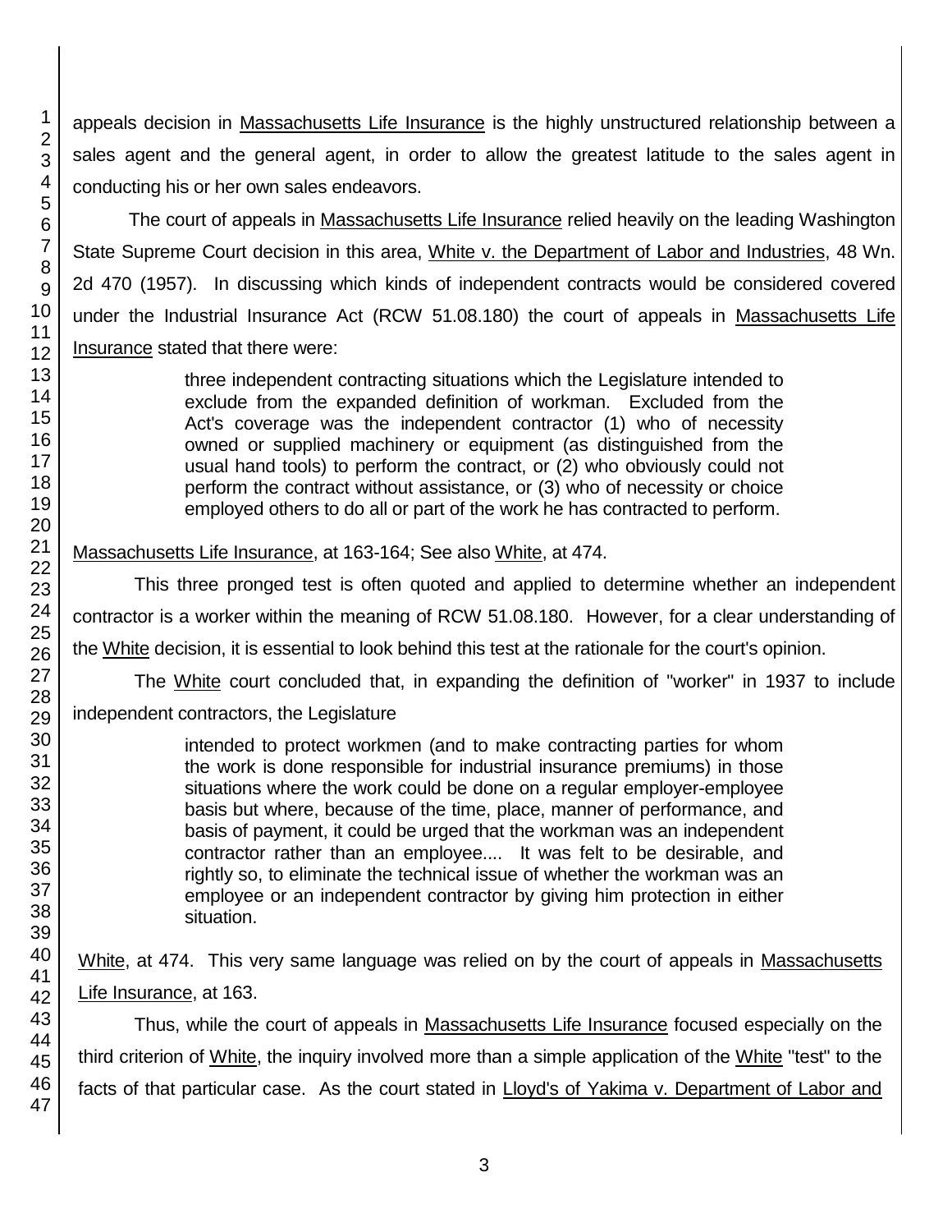appeals decision in Massachusetts Life Insurance is the highly unstructured relationship between a sales agent and the general agent, in order to allow the greatest latitude to the sales agent in conducting his or her own sales endeavors.

The court of appeals in Massachusetts Life Insurance relied heavily on the leading Washington State Supreme Court decision in this area, White v. the Department of Labor and Industries, 48 Wn. 2d 470 (1957). In discussing which kinds of independent contracts would be considered covered under the Industrial Insurance Act (RCW 51.08.180) the court of appeals in Massachusetts Life Insurance stated that there were:

> three independent contracting situations which the Legislature intended to exclude from the expanded definition of workman. Excluded from the Act's coverage was the independent contractor (1) who of necessity owned or supplied machinery or equipment (as distinguished from the usual hand tools) to perform the contract, or (2) who obviously could not perform the contract without assistance, or (3) who of necessity or choice employed others to do all or part of the work he has contracted to perform.

Massachusetts Life Insurance, at 163-164; See also White, at 474.

This three pronged test is often quoted and applied to determine whether an independent contractor is a worker within the meaning of RCW 51.08.180. However, for a clear understanding of the White decision, it is essential to look behind this test at the rationale for the court's opinion.

The White court concluded that, in expanding the definition of "worker" in 1937 to include independent contractors, the Legislature

> intended to protect workmen (and to make contracting parties for whom the work is done responsible for industrial insurance premiums) in those situations where the work could be done on a regular employer-employee basis but where, because of the time, place, manner of performance, and basis of payment, it could be urged that the workman was an independent contractor rather than an employee.... It was felt to be desirable, and rightly so, to eliminate the technical issue of whether the workman was an employee or an independent contractor by giving him protection in either situation.

White, at 474. This very same language was relied on by the court of appeals in Massachusetts Life Insurance, at 163.

Thus, while the court of appeals in Massachusetts Life Insurance focused especially on the third criterion of White, the inquiry involved more than a simple application of the White "test" to the facts of that particular case. As the court stated in Lloyd's of Yakima v. Department of Labor and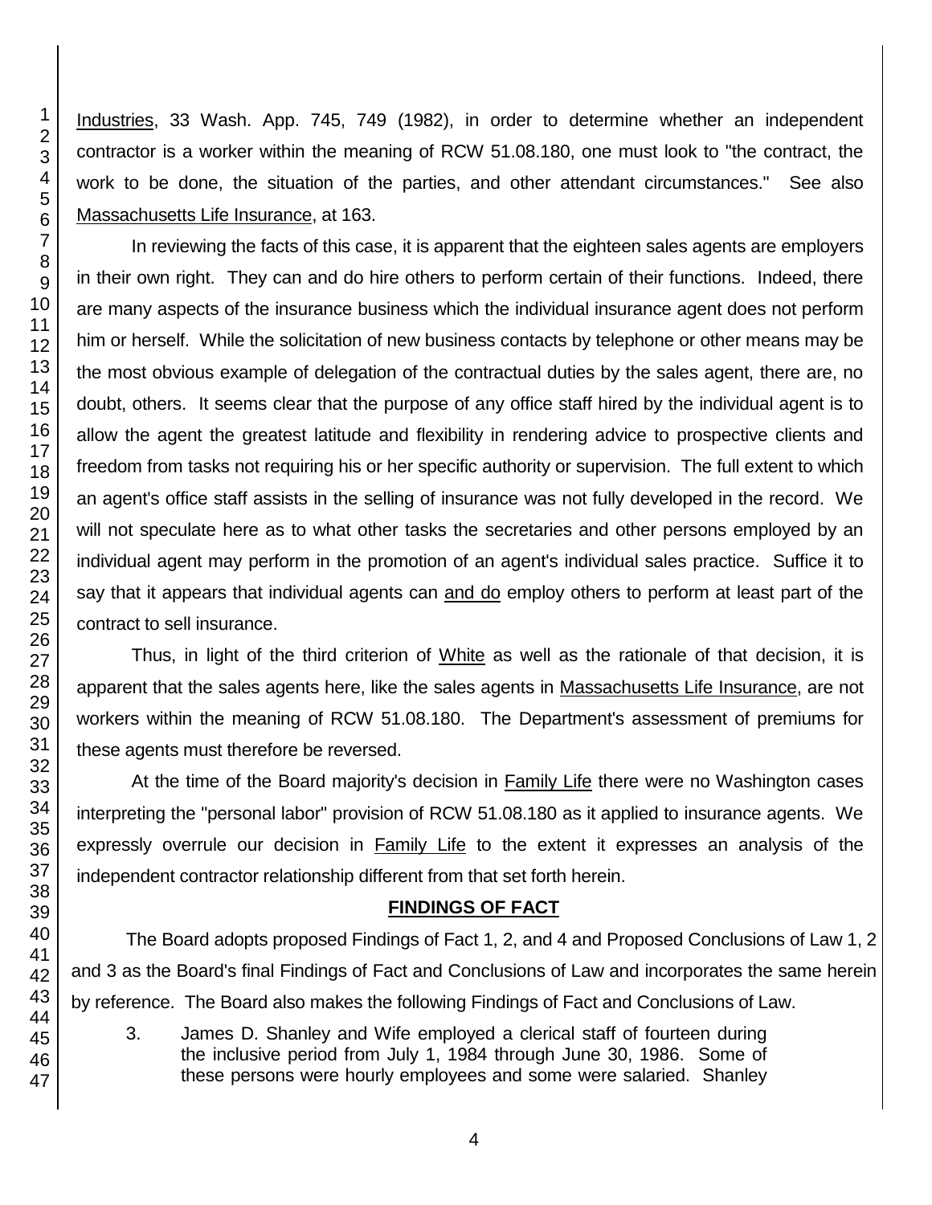Industries, 33 Wash. App. 745, 749 (1982), in order to determine whether an independent contractor is a worker within the meaning of RCW 51.08.180, one must look to "the contract, the work to be done, the situation of the parties, and other attendant circumstances." See also Massachusetts Life Insurance, at 163.

In reviewing the facts of this case, it is apparent that the eighteen sales agents are employers in their own right. They can and do hire others to perform certain of their functions. Indeed, there are many aspects of the insurance business which the individual insurance agent does not perform him or herself. While the solicitation of new business contacts by telephone or other means may be the most obvious example of delegation of the contractual duties by the sales agent, there are, no doubt, others. It seems clear that the purpose of any office staff hired by the individual agent is to allow the agent the greatest latitude and flexibility in rendering advice to prospective clients and freedom from tasks not requiring his or her specific authority or supervision. The full extent to which an agent's office staff assists in the selling of insurance was not fully developed in the record. We will not speculate here as to what other tasks the secretaries and other persons employed by an individual agent may perform in the promotion of an agent's individual sales practice. Suffice it to say that it appears that individual agents can and do employ others to perform at least part of the contract to sell insurance.

Thus, in light of the third criterion of White as well as the rationale of that decision, it is apparent that the sales agents here, like the sales agents in Massachusetts Life Insurance, are not workers within the meaning of RCW 51.08.180. The Department's assessment of premiums for these agents must therefore be reversed.

At the time of the Board majority's decision in Family Life there were no Washington cases interpreting the "personal labor" provision of RCW 51.08.180 as it applied to insurance agents. We expressly overrule our decision in Family Life to the extent it expresses an analysis of the independent contractor relationship different from that set forth herein.

## FINDINGS OF FACT

The Board adopts proposed Findings of Fact 1, 2, and 4 and Proposed Conclusions of Law 1, 2 and 3 as the Board's final Findings of Fact and Conclusions of Law and incorporates the same herein by reference. The Board also makes the following Findings of Fact and Conclusions of Law.

3. James D. Shanley and Wife employed a clerical staff of fourteen during the inclusive period from July 1, 1984 through June 30, 1986. Some of these persons were hourly employees and some were salaried. Shanley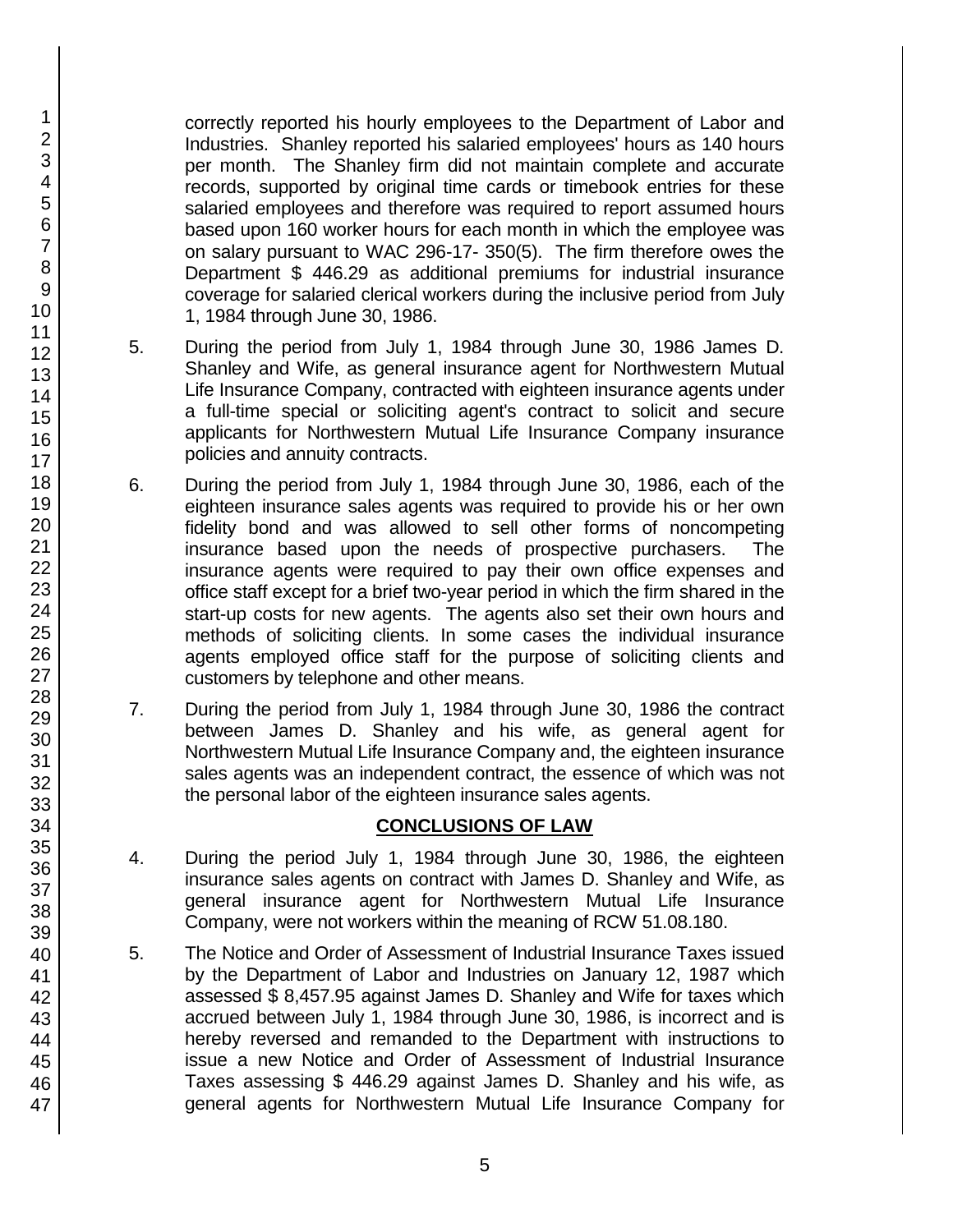correctly reported his hourly employees to the Department of Labor and Industries. Shanley reported his salaried employees' hours as 140 hours per month. The Shanley firm did not maintain complete and accurate records, supported by original time cards or timebook entries for these salaried employees and therefore was required to report assumed hours based upon 160 worker hours for each month in which the employee was on salary pursuant to WAC 296-17- 350(5). The firm therefore owes the Department $ 446.29 as additional premiums for industrial insurance coverage for salaried clerical workers during the inclusive period from July 1, 1984 through June 30, 1986.

5. During the period from July 1, 1984 through June 30, 1986 James D. Shanley and Wife, as general insurance agent for Northwestern Mutual Life Insurance Company, contracted with eighteen insurance agents under a full-time special or soliciting agent's contract to solicit and secure applicants for Northwestern Mutual Life Insurance Company insurance policies and annuity contracts.

6. During the period from July 1, 1984 through June 30, 1986, each of the eighteen insurance sales agents was required to provide his or her own fidelity bond and was allowed to sell other forms of noncompeting insurance based upon the needs of prospective purchasers. The insurance agents were required to pay their own office expenses and office staff except for a brief two-year period in which the firm shared in the start-up costs for new agents. The agents also set their own hours and methods of soliciting clients. In some cases the individual insurance agents employed office staff for the purpose of soliciting clients and customers by telephone and other means.

7. During the period from July 1, 1984 through June 30, 1986 the contract between James D. Shanley and his wife, as general agent for Northwestern Mutual Life Insurance Company and, the eighteen insurance sales agents was an independent contract, the essence of which was not the personal labor of the eighteen insurance sales agents.

## CONCLUSIONS OF LAW

4. During the period July 1, 1984 through June 30, 1986, the eighteen insurance sales agents on contract with James D. Shanley and Wife, as general insurance agent for Northwestern Mutual Life Insurance Company, were not workers within the meaning of RCW 51.08.180.

5. The Notice and Order of Assessment of Industrial Insurance Taxes issued by the Department of Labor and Industries on January 12, 1987 which assessed $ 8,457.95 against James D. Shanley and Wife for taxes which accrued between July 1, 1984 through June 30, 1986, is incorrect and is hereby reversed and remanded to the Department with instructions to issue a new Notice and Order of Assessment of Industrial Insurance Taxes assessing $ 446.29 against James D. Shanley and his wife, as general agents for Northwestern Mutual Life Insurance Company for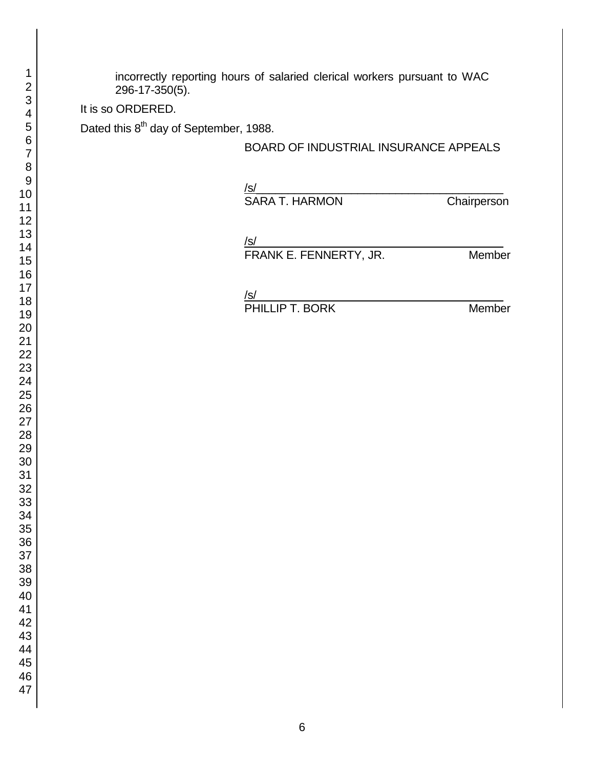incorrectly reporting hours of salaried clerical workers pursuant to WAC 296-17-350(5).

It is so ORDERED.

Dated this 8th day of September, 1988.

BOARD OF INDUSTRIAL INSURANCE APPEALS

/s/
SARA T. HARMON Chairperson

/s/
FRANK E. FENNERTY, JR. Member

/s/
PHILLIP T. BORK Member